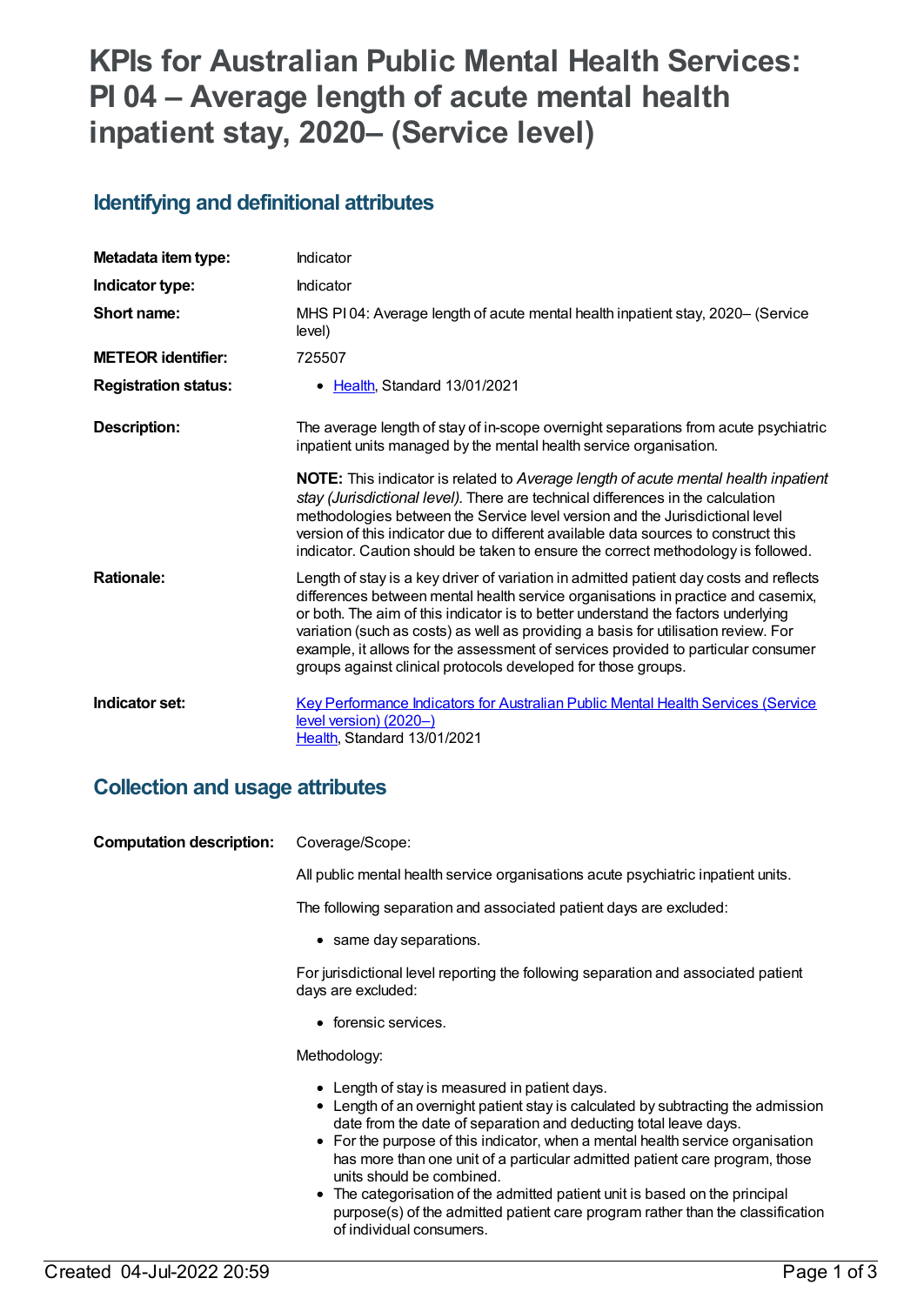# KPIs for Australian Public Mental Health Services: PI 04 – Average length of acute mental health inpatient stay, 2020– (Service level)

## Identifying and definitional attributes

| | |
|---|---|
| **Metadata item type:** | Indicator |
| **Indicator type:** | Indicator |
| **Short name:** | MHS PI 04: Average length of acute mental health inpatient stay, 2020– (Service level) |
| **METEOR identifier:** | 725507 |
| **Registration status:** | • Health, Standard 13/01/2021 |
| **Description:** | The average length of stay of in-scope overnight separations from acute psychiatric inpatient units managed by the mental health service organisation.<br><br>**NOTE:** This indicator is related to *Average length of acute mental health inpatient stay (Jurisdictional level).* There are technical differences in the calculation methodologies between the Service level version and the Jurisdictional level version of this indicator due to different available data sources to construct this indicator. Caution should be taken to ensure the correct methodology is followed. |
| **Rationale:** | Length of stay is a key driver of variation in admitted patient day costs and reflects differences between mental health service organisations in practice and casemix, or both. The aim of this indicator is to better understand the factors underlying variation (such as costs) as well as providing a basis for utilisation review. For example, it allows for the assessment of services provided to particular consumer groups against clinical protocols developed for those groups. |
| **Indicator set:** | Key Performance Indicators for Australian Public Mental Health Services (Service level version) (2020–)<br>Health, Standard 13/01/2021 |

## Collection and usage attributes

**Computation description:**

Coverage/Scope:

All public mental health service organisations acute psychiatric inpatient units.

The following separation and associated patient days are excluded:

- same day separations.

For jurisdictional level reporting the following separation and associated patient days are excluded:

- forensic services.

Methodology:

- Length of stay is measured in patient days.
- Length of an overnight patient stay is calculated by subtracting the admission date from the date of separation and deducting total leave days.
- For the purpose of this indicator, when a mental health service organisation has more than one unit of a particular admitted patient care program, those units should be combined.
- The categorisation of the admitted patient unit is based on the principal purpose(s) of the admitted patient care program rather than the classification of individual consumers.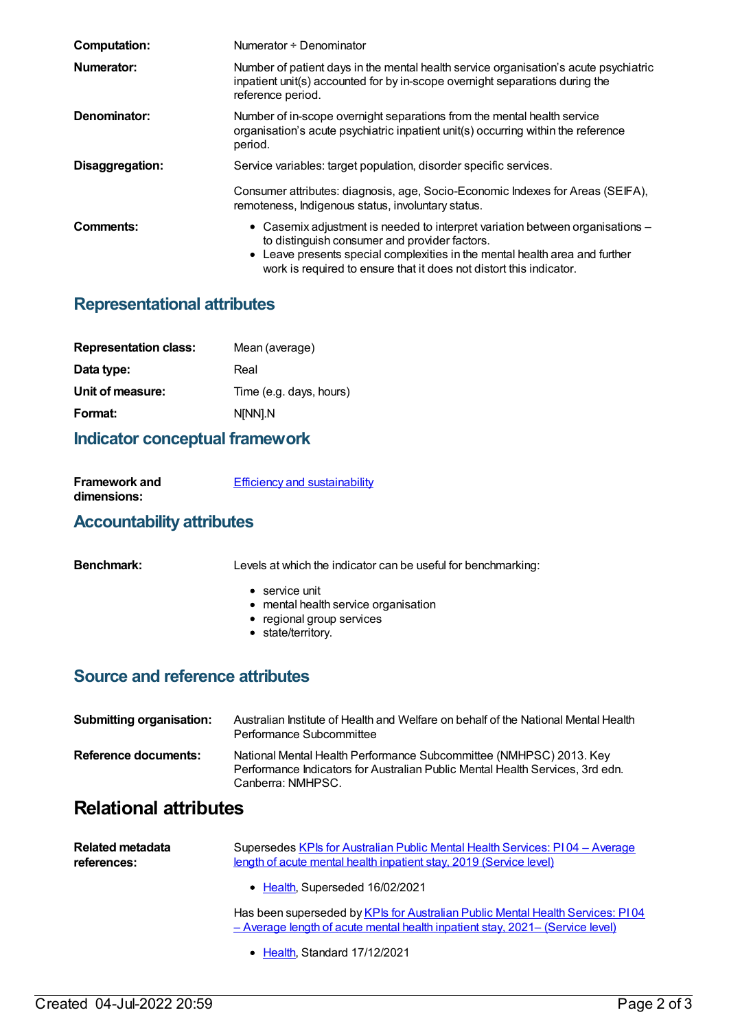| | |
|---|---|
| **Computation:** | Numerator ÷ Denominator |
| **Numerator:** | Number of patient days in the mental health service organisation's acute psychiatric inpatient unit(s) accounted for by in-scope overnight separations during the reference period. |
| **Denominator:** | Number of in-scope overnight separations from the mental health service organisation's acute psychiatric inpatient unit(s) occurring within the reference period. |
| **Disaggregation:** | Service variables: target population, disorder specific services. <br><br> Consumer attributes: diagnosis, age, Socio-Economic Indexes for Areas (SEIFA), remoteness, Indigenous status, involuntary status. |
| **Comments:** | • Casemix adjustment is needed to interpret variation between organisations – to distinguish consumer and provider factors. <br> • Leave presents special complexities in the mental health area and further work is required to ensure that it does not distort this indicator. |

## Representational attributes

| | |
|---|---|
| **Representation class:** | Mean (average) |
| **Data type:** | Real |
| **Unit of measure:** | Time (e.g. days, hours) |
| **Format:** | N[NN].N |

## Indicator conceptual framework

| | |
|---|---|
| **Framework and dimensions:** | Efficiency and sustainability |

## Accountability attributes

**Benchmark:** Levels at which the indicator can be useful for benchmarking:

- service unit
- mental health service organisation
- regional group services
- state/territory.

## Source and reference attributes

| | |
|---|---|
| **Submitting organisation:** | Australian Institute of Health and Welfare on behalf of the National Mental Health Performance Subcommittee |
| **Reference documents:** | National Mental Health Performance Subcommittee (NMHPSC) 2013. Key Performance Indicators for Australian Public Mental Health Services, 3rd edn. Canberra: NMHPSC. |

# Relational attributes

**Related metadata references:**

Supersedes KPIs for Australian Public Mental Health Services: PI 04 – Average length of acute mental health inpatient stay, 2019 (Service level)

- Health, Superseded 16/02/2021

Has been superseded by KPIs for Australian Public Mental Health Services: PI 04 – Average length of acute mental health inpatient stay, 2021– (Service level)

- Health, Standard 17/12/2021